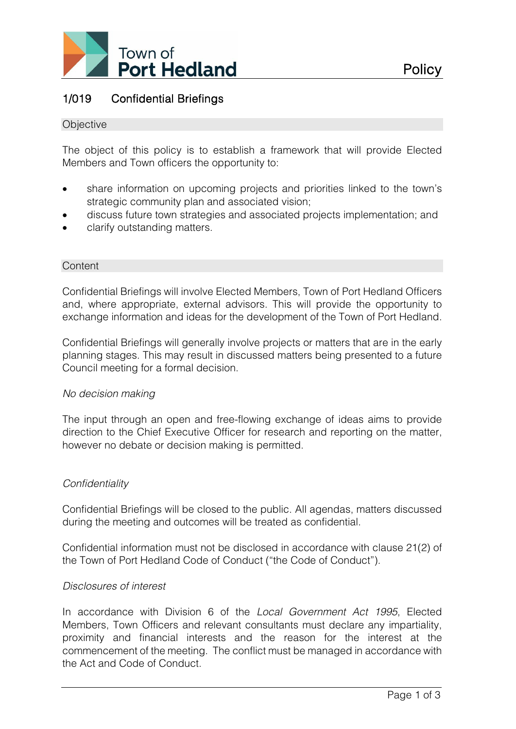# 1/019 Confidential Briefings

## Objective

The object of this policy is to establish a framework that will provide Elected Members and Town officers the opportunity to:

- share information on upcoming projects and priorities linked to the town's strategic community plan and associated vision;
- discuss future town strategies and associated projects implementation; and
- clarify outstanding matters.

## Content

Confidential Briefings will involve Elected Members, Town of Port Hedland Officers and, where appropriate, external advisors. This will provide the opportunity to exchange information and ideas for the development of the Town of Port Hedland.

Confidential Briefings will generally involve projects or matters that are in the early planning stages. This may result in discussed matters being presented to a future Council meeting for a formal decision.

### *No decision making*

The input through an open and free-flowing exchange of ideas aims to provide direction to the Chief Executive Officer for research and reporting on the matter, however no debate or decision making is permitted.

### *Confidentiality*

Confidential Briefings will be closed to the public. All agendas, matters discussed during the meeting and outcomes will be treated as confidential.

Confidential information must not be disclosed in accordance with clause 21(2) of the Town of Port Hedland Code of Conduct ("the Code of Conduct").

### *Disclosures of interest*

In accordance with Division 6 of the *Local Government Act 1995*, Elected Members, Town Officers and relevant consultants must declare any impartiality, proximity and financial interests and the reason for the interest at the commencement of the meeting. The conflict must be managed in accordance with the Act and Code of Conduct.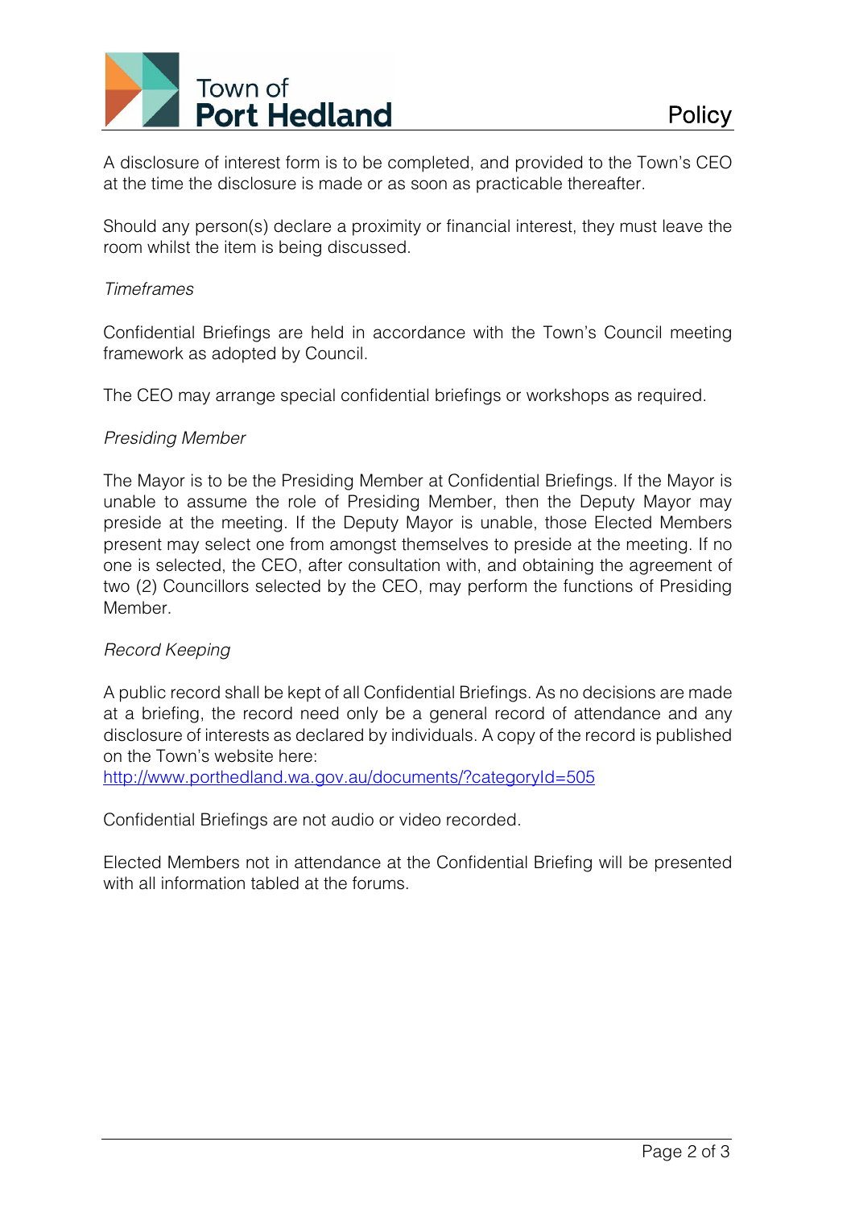A disclosure of interest form is to be completed, and provided to the Town's CEO at the time the disclosure is made or as soon as practicable thereafter.

Should any person(s) declare a proximity or financial interest, they must leave the room whilst the item is being discussed.

*Timeframes*

Confidential Briefings are held in accordance with the Town's Council meeting framework as adopted by Council.

The CEO may arrange special confidential briefings or workshops as required.

*Presiding Member*

The Mayor is to be the Presiding Member at Confidential Briefings. If the Mayor is unable to assume the role of Presiding Member, then the Deputy Mayor may preside at the meeting. If the Deputy Mayor is unable, those Elected Members present may select one from amongst themselves to preside at the meeting. If no one is selected, the CEO, after consultation with, and obtaining the agreement of two (2) Councillors selected by the CEO, may perform the functions of Presiding Member.

*Record Keeping*

A public record shall be kept of all Confidential Briefings. As no decisions are made at a briefing, the record need only be a general record of attendance and any disclosure of interests as declared by individuals. A copy of the record is published on the Town's website here:
http://www.porthedland.wa.gov.au/documents/?categoryId=505

Confidential Briefings are not audio or video recorded.

Elected Members not in attendance at the Confidential Briefing will be presented with all information tabled at the forums.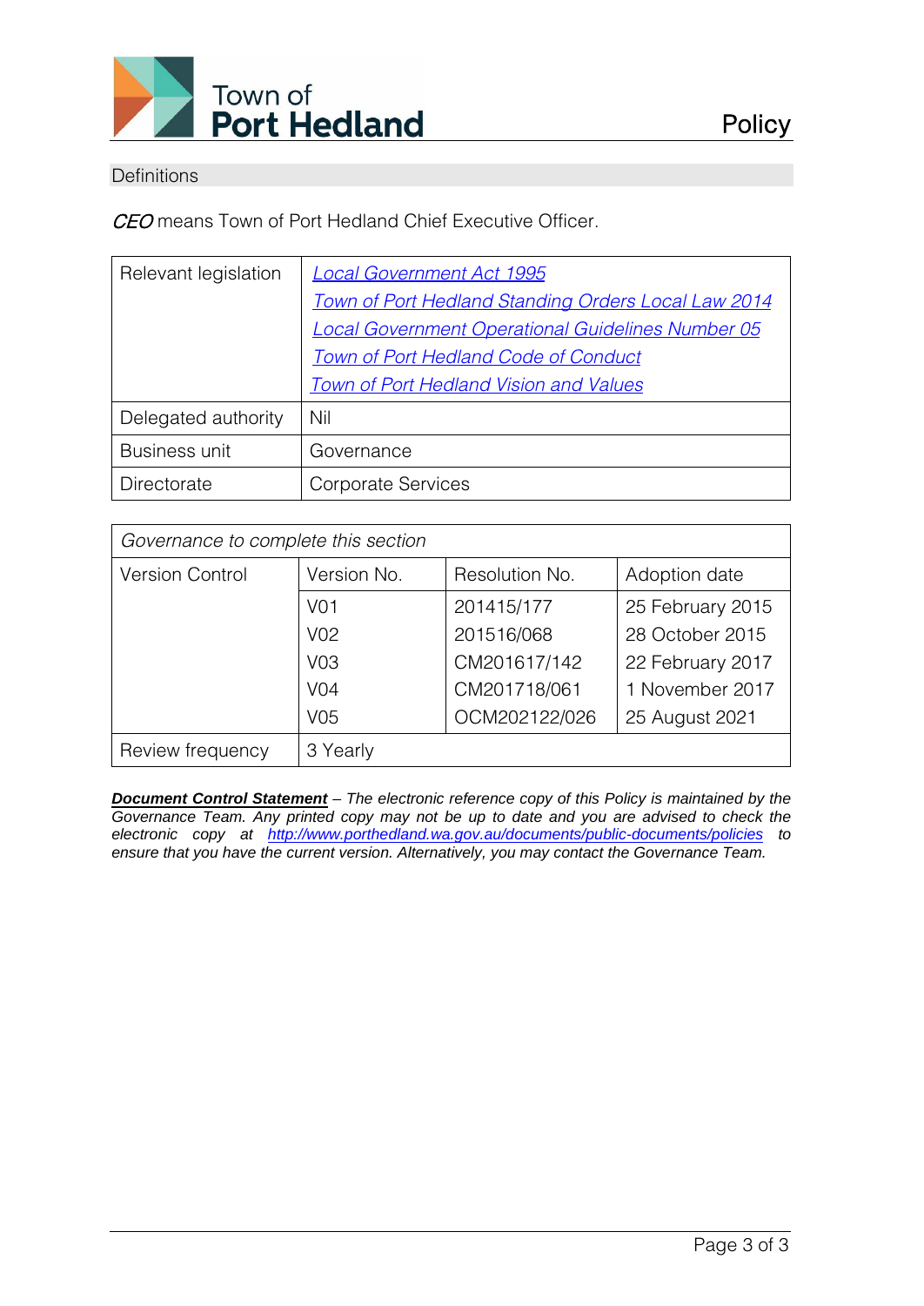## Definitions

*CEO* means Town of Port Hedland Chief Executive Officer.

| | |
|---|---|
| Relevant legislation | *Local Government Act 1995*<br>*Town of Port Hedland Standing Orders Local Law 2014*<br>*Local Government Operational Guidelines Number 05*<br>*Town of Port Hedland Code of Conduct*<br>*Town of Port Hedland Vision and Values* |
| Delegated authority | Nil |
| Business unit | Governance |
| Directorate | Corporate Services |

| *Governance to complete this section* | | | |
|---|---|---|---|
| Version Control | Version No. | Resolution No. | Adoption date |
| | V01 | 201415/177 | 25 February 2015 |
| | V02 | 201516/068 | 28 October 2015 |
| | V03 | CM201617/142 | 22 February 2017 |
| | V04 | CM201718/061 | 1 November 2017 |
| | V05 | OCM202122/026 | 25 August 2021 |
| Review frequency | 3 Yearly | | |

***Document Control Statement*** *– The electronic reference copy of this Policy is maintained by the Governance Team. Any printed copy may not be up to date and you are advised to check the electronic copy at http://www.porthedland.wa.gov.au/documents/public-documents/policies to ensure that you have the current version. Alternatively, you may contact the Governance Team.*